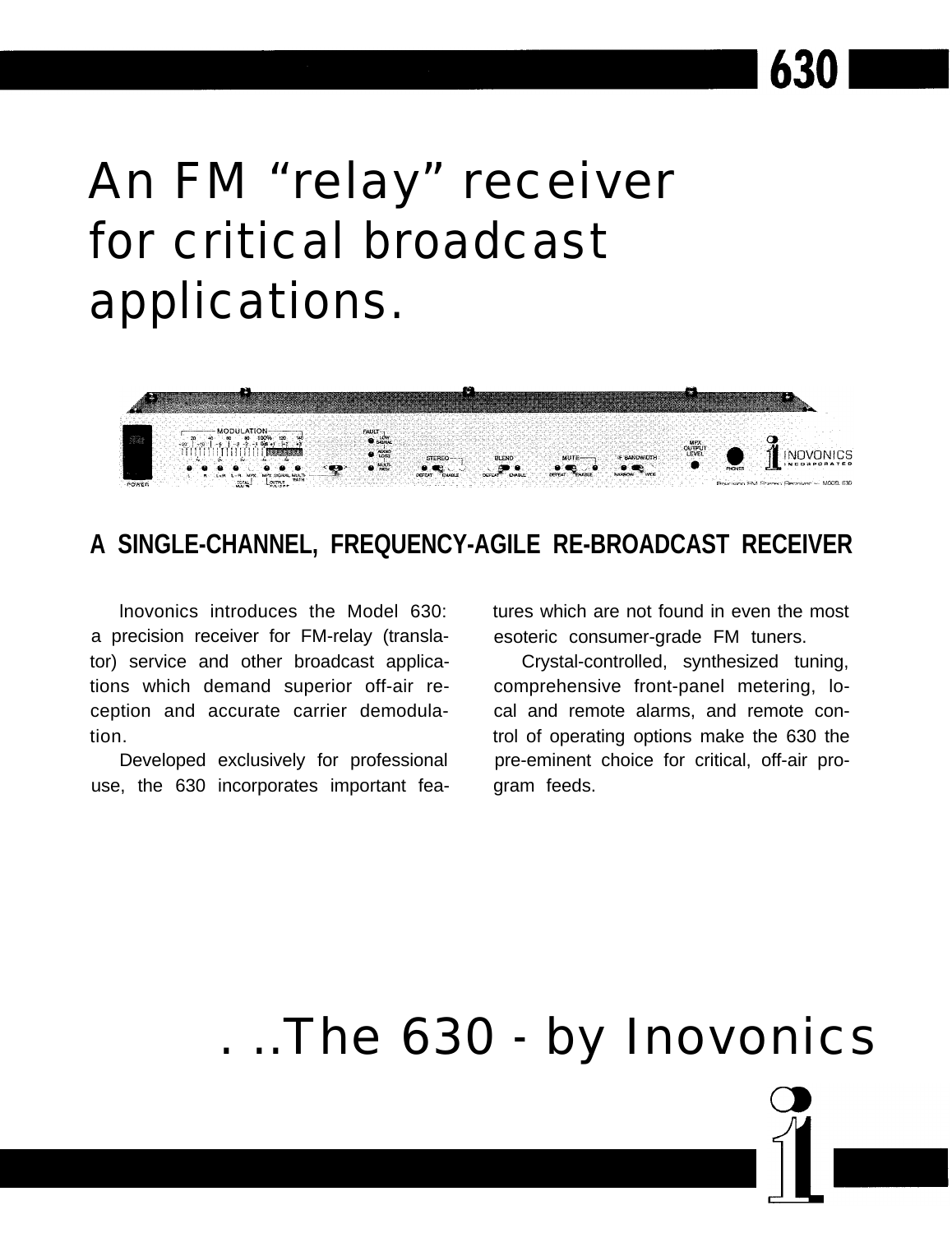# An FM "relay" receiver for critical broadcast applications.

## A SINGLE-CHANNEL, FREQUENCY-AGILE RE-BROADCAST RECEIVER

Inovonics introduces the Model 630: a precision receiver for FM-relay (translator) service and other broadcast applications which demand superior off-air reception and accurate carrier demodulation.

Developed exclusively for professional use, the 630 incorporates important features which are not found in even the most esoteric consumer-grade FM tuners.

Crystal-controlled, synthesized tuning, comprehensive front-panel metering, local and remote alarms, and remote control of operating options make the 630 the pre-eminent choice for critical, off-air program feeds.

. ..The 630 - by Inovonics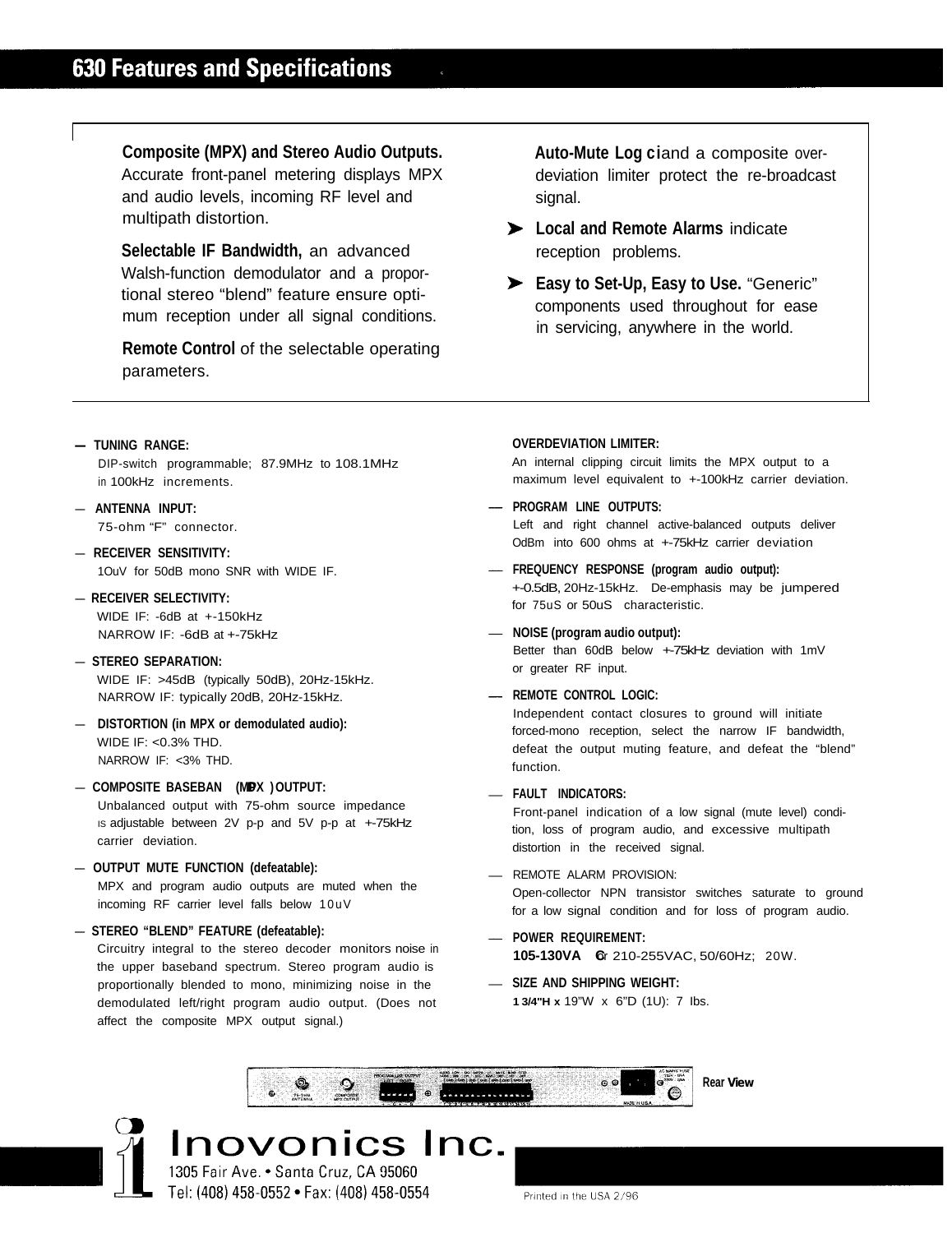# 630 Features and Specifications

**Composite (MPX) and Stereo Audio Outputs.** Accurate front-panel metering displays MPX and audio levels, incoming RF level and multipath distortion.

**Selectable IF Bandwidth,** an advanced Walsh-function demodulator and a proportional stereo "blend" feature ensure optimum reception under all signal conditions.

**Remote Control** of the selectable operating parameters.

**Auto-Mute Logic** and a composite over-deviation limiter protect the re-broadcast signal.

- **Local and Remote Alarms** indicate reception problems.
- **Easy to Set-Up, Easy to Use.** "Generic" components used throughout for ease in servicing, anywhere in the world.

— **TUNING RANGE:**
DIP-switch programmable; 87.9MHz to 108.1MHz in 100kHz increments.

— **ANTENNA INPUT:**
75-ohm "F" connector.

— **RECEIVER SENSITIVITY:**
10uV for 50dB mono SNR with WIDE IF.

— **RECEIVER SELECTIVITY:**
WIDE IF: -6dB at +-150kHz
NARROW IF: -6dB at +-75kHz

— **STEREO SEPARATION:**
WIDE IF: >45dB (typically 50dB), 20Hz-15kHz.
NARROW IF: typically 20dB, 20Hz-15kHz.

— **DISTORTION (in MPX or demodulated audio):**
WIDE IF: <0.3% THD.
NARROW IF: <3% THD.

— **COMPOSITE BASEBAND (MPX) OUTPUT:**
Unbalanced output with 75-ohm source impedance is adjustable between 2V p-p and 5V p-p at +-75kHz carrier deviation.

— **OUTPUT MUTE FUNCTION (defeatable):**
MPX and program audio outputs are muted when the incoming RF carrier level falls below 10uV

— **STEREO "BLEND" FEATURE (defeatable):**
Circuitry integral to the stereo decoder monitors noise in the upper baseband spectrum. Stereo program audio is proportionally blended to mono, minimizing noise in the demodulated left/right program audio output. (Does not affect the composite MPX output signal.)

— **OVERDEVIATION LIMITER:**
An internal clipping circuit limits the MPX output to a maximum level equivalent to +-100kHz carrier deviation.

— **PROGRAM LINE OUTPUTS:**
Left and right channel active-balanced outputs deliver 0dBm into 600 ohms at +-75kHz carrier deviation

— **FREQUENCY RESPONSE (program audio output):**
+-0.5dB, 20Hz-15kHz. De-emphasis may be jumpered for 75uS or 50uS characteristic.

— **NOISE (program audio output):**
Better than 60dB below +-75kHz deviation with 1mV or greater RF input.

— **REMOTE CONTROL LOGIC:**
Independent contact closures to ground will initiate forced-mono reception, select the narrow IF bandwidth, defeat the output muting feature, and defeat the "blend" function.

— **FAULT INDICATORS:**
Front-panel indication of a low signal (mute level) condition, loss of program audio, and excessive multipath distortion in the received signal.

— REMOTE ALARM PROVISION:
Open-collector NPN transistor switches saturate to ground for a low signal condition and for loss of program audio.

— **POWER REQUIREMENT:**
105-130VAC or 210-255VAC, 50/60Hz; 20W.

— **SIZE AND SHIPPING WEIGHT:**
1 3/4"H x 19"W x 6"D (1U): 7 lbs.

**Rear View**

Inovonics Inc.
1305 Fair Ave. • Santa Cruz, CA 95060
Tel: (408) 458-0552 • Fax: (408) 458-0554

Printed in the USA 2/96